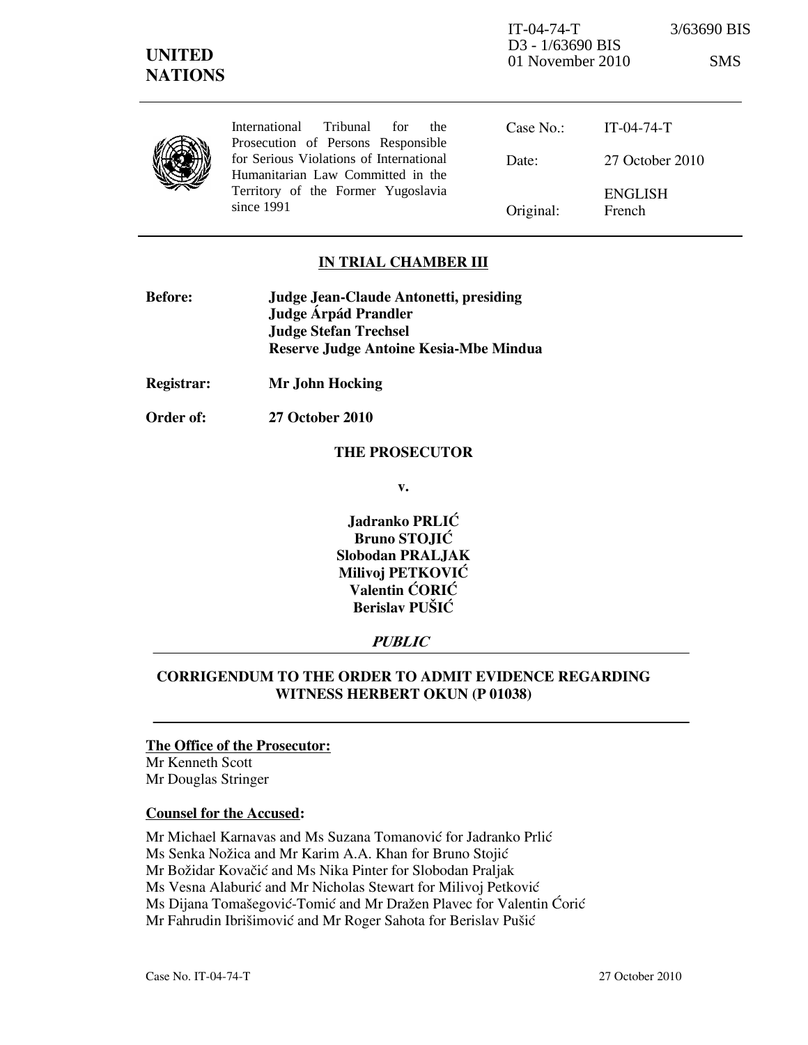IT-04-74-T 3/63690 BIS
D3 - 1/63690 BIS
01 November 2010 SMS

**UNITED NATIONS**

International Tribunal for the Prosecution of Persons Responsible for Serious Violations of International Humanitarian Law Committed in the Territory of the Former Yugoslavia since 1991

| | |
|---|---|
| Case No.: | IT-04-74-T |
| Date: | 27 October 2010 |
| Original: | ENGLISH French |

**IN TRIAL CHAMBER III**

**Before:** **Judge Jean-Claude Antonetti, presiding**
**Judge Árpád Prandler**
**Judge Stefan Trechsel**
**Reserve Judge Antoine Kesia-Mbe Mindua**

**Registrar:** **Mr John Hocking**

**Order of:** **27 October 2010**

**THE PROSECUTOR**

**v.**

**Jadranko PRLIĆ**
**Bruno STOJIĆ**
**Slobodan PRALJAK**
**Milivoj PETKOVIĆ**
**Valentin ĆORIĆ**
**Berislav PUŠIĆ**

***PUBLIC***

**CORRIGENDUM TO THE ORDER TO ADMIT EVIDENCE REGARDING WITNESS HERBERT OKUN (P 01038)**

**The Office of the Prosecutor:**
Mr Kenneth Scott
Mr Douglas Stringer

**Counsel for the Accused:**

Mr Michael Karnavas and Ms Suzana Tomanović for Jadranko Prlić
Ms Senka Nožica and Mr Karim A.A. Khan for Bruno Stojić
Mr Božidar Kovačić and Ms Nika Pinter for Slobodan Praljak
Ms Vesna Alaburić and Mr Nicholas Stewart for Milivoj Petković
Ms Dijana Tomašegović-Tomić and Mr Dražen Plavec for Valentin Ćorić
Mr Fahrudin Ibrišimović and Mr Roger Sahota for Berislav Pušić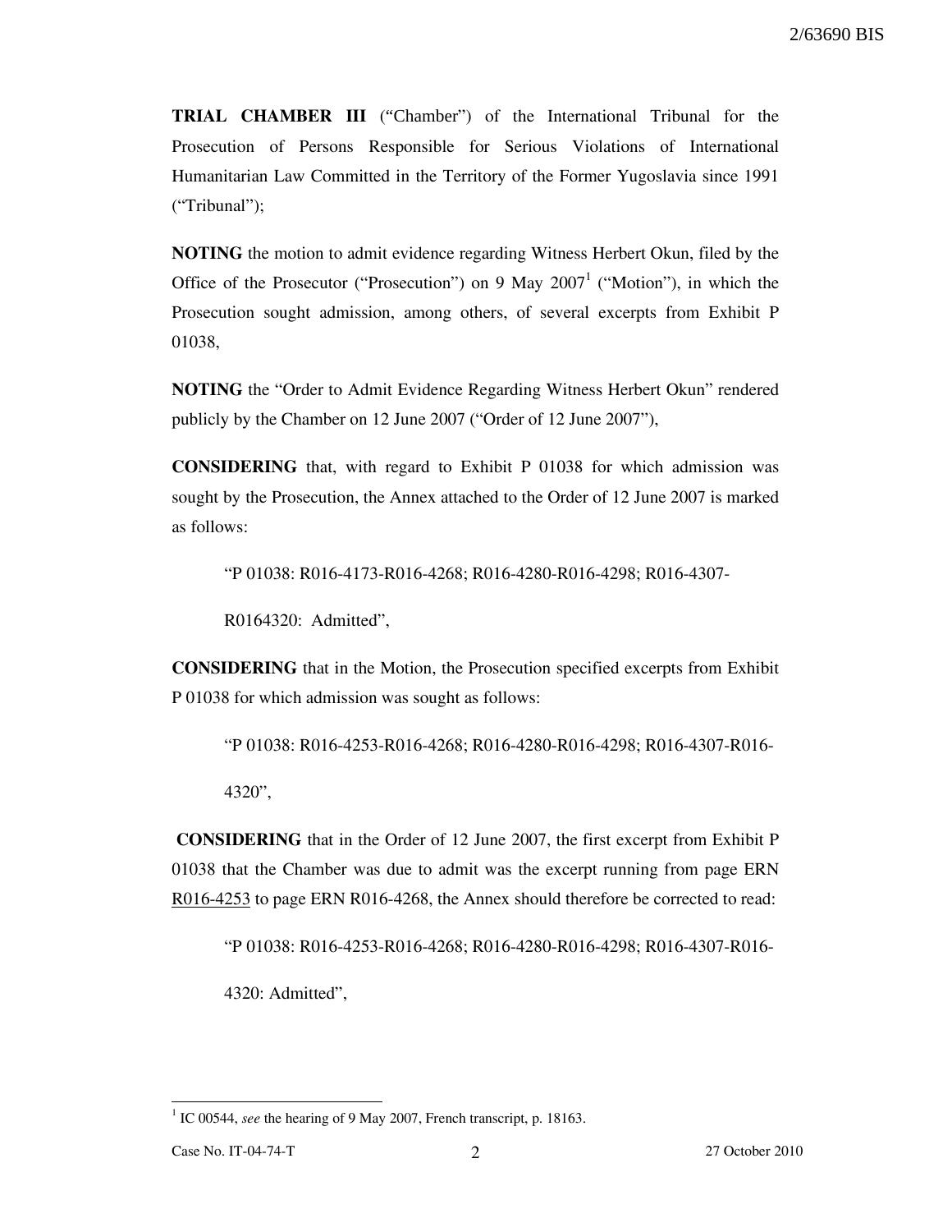**TRIAL CHAMBER III** ("Chamber") of the International Tribunal for the Prosecution of Persons Responsible for Serious Violations of International Humanitarian Law Committed in the Territory of the Former Yugoslavia since 1991 ("Tribunal");

**NOTING** the motion to admit evidence regarding Witness Herbert Okun, filed by the Office of the Prosecutor ("Prosecution") on 9 May 2007[1] ("Motion"), in which the Prosecution sought admission, among others, of several excerpts from Exhibit P 01038,

**NOTING** the "Order to Admit Evidence Regarding Witness Herbert Okun" rendered publicly by the Chamber on 12 June 2007 ("Order of 12 June 2007"),

**CONSIDERING** that, with regard to Exhibit P 01038 for which admission was sought by the Prosecution, the Annex attached to the Order of 12 June 2007 is marked as follows:

> "P 01038: R016-4173-R016-4268; R016-4280-R016-4298; R016-4307-R0164320: Admitted",

**CONSIDERING** that in the Motion, the Prosecution specified excerpts from Exhibit P 01038 for which admission was sought as follows:

> "P 01038: R016-4253-R016-4268; R016-4280-R016-4298; R016-4307-R016-4320",

**CONSIDERING** that in the Order of 12 June 2007, the first excerpt from Exhibit P 01038 that the Chamber was due to admit was the excerpt running from page ERN R016-4253 to page ERN R016-4268, the Annex should therefore be corrected to read:

> "P 01038: R016-4253-R016-4268; R016-4280-R016-4298; R016-4307-R016-4320: Admitted",

---

[1] IC 00544, *see* the hearing of 9 May 2007, French transcript, p. 18163.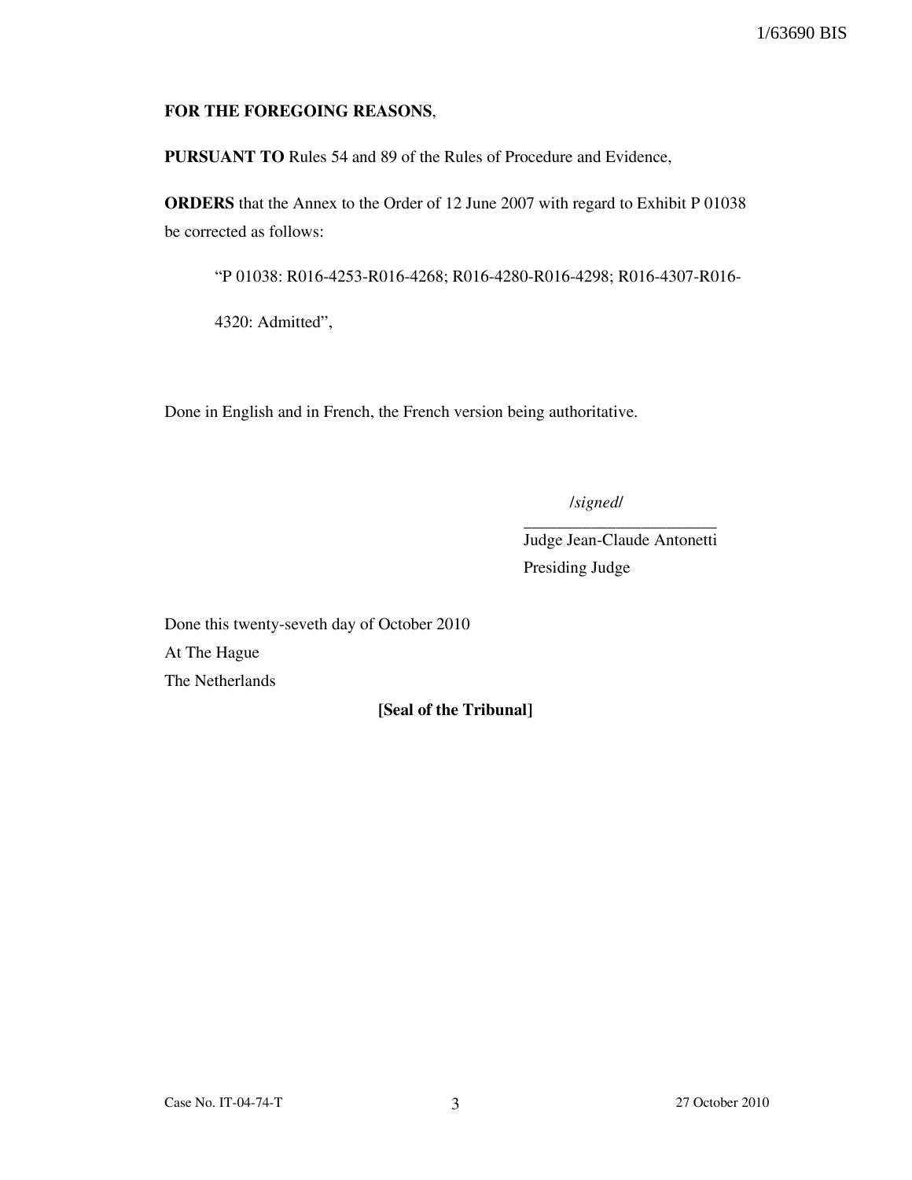**FOR THE FOREGOING REASONS**,

**PURSUANT TO** Rules 54 and 89 of the Rules of Procedure and Evidence,

**ORDERS** that the Annex to the Order of 12 June 2007 with regard to Exhibit P 01038 be corrected as follows:

> "P 01038: R016-4253-R016-4268; R016-4280-R016-4298; R016-4307-R016-4320: Admitted",

Done in English and in French, the French version being authoritative.

/*signed*/

_______________________

Judge Jean-Claude Antonetti

Presiding Judge

Done this twenty-seveth day of October 2010

At The Hague

The Netherlands

**[Seal of the Tribunal]**